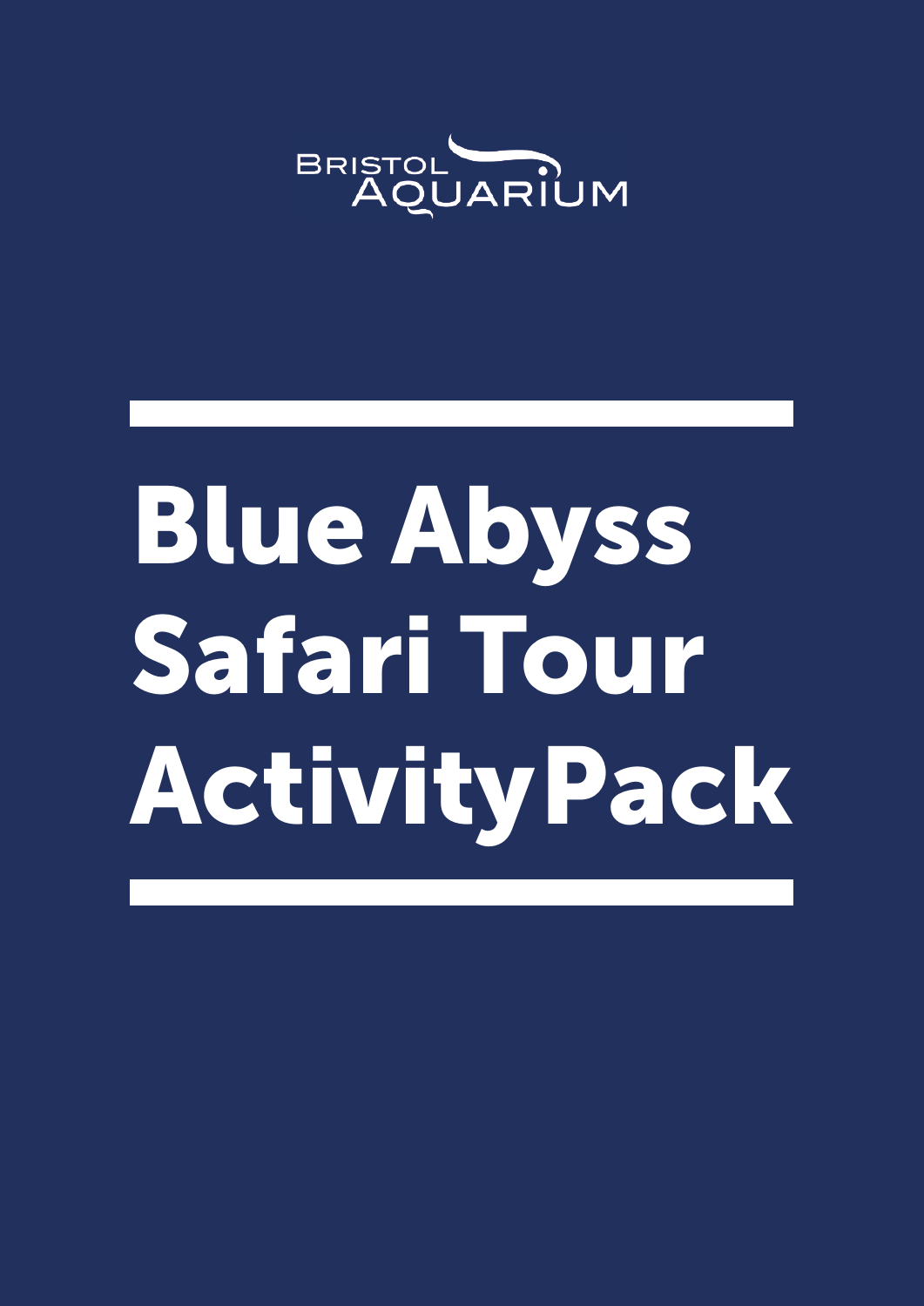Bristol Aquarium

# Blue Abyss Safari Tour ActivityPack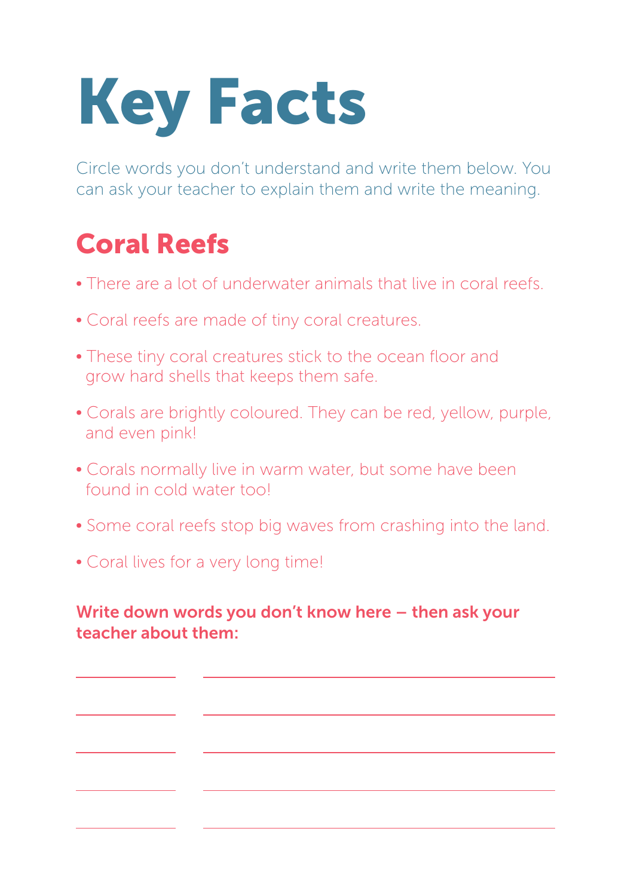# Key Facts

Circle words you don't understand and write them below. You can ask your teacher to explain them and write the meaning.

## Coral Reefs

- There are a lot of underwater animals that live in coral reefs.
- Coral reefs are made of tiny coral creatures.
- These tiny coral creatures stick to the ocean floor and grow hard shells that keeps them safe.
- Corals are brightly coloured. They can be red, yellow, purple, and even pink!
- Corals normally live in warm water, but some have been found in cold water too!
- Some coral reefs stop big waves from crashing into the land.
- Coral lives for a very long time!

**Write down words you don't know here – then ask your teacher about them:**

| | |
|---|---|
| ____________ | ________________________________________ |
| ____________ | ________________________________________ |
| ____________ | ________________________________________ |
| ____________ | ________________________________________ |
| ____________ | ________________________________________ |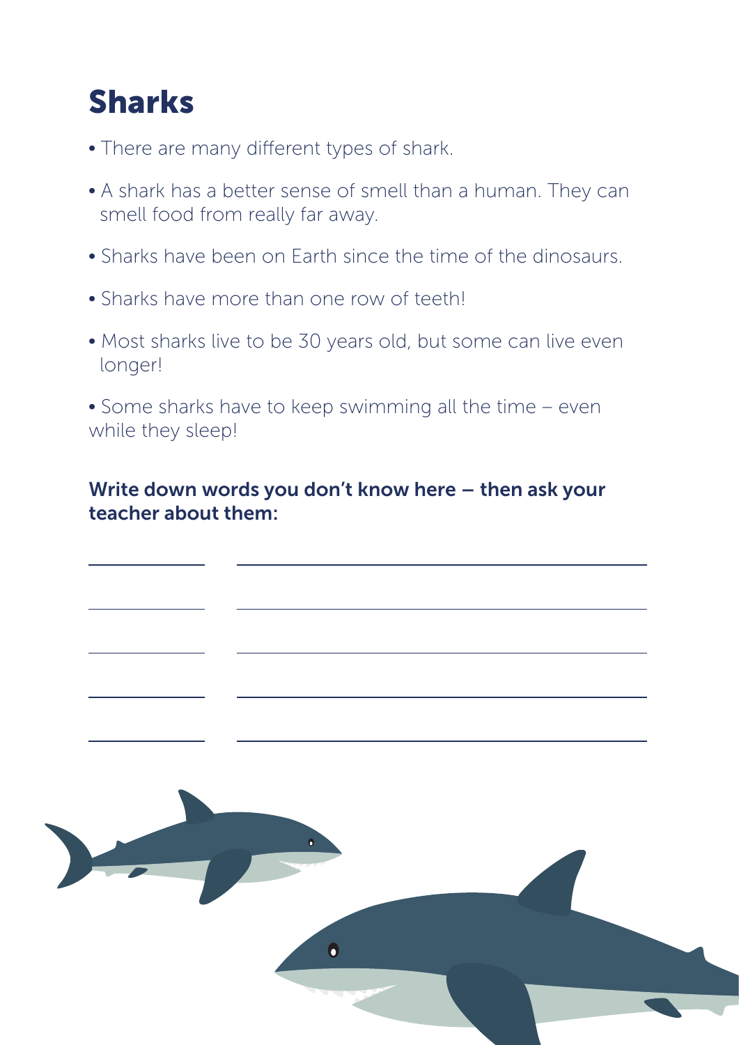# Sharks

- There are many different types of shark.
- A shark has a better sense of smell than a human. They can smell food from really far away.
- Sharks have been on Earth since the time of the dinosaurs.
- Sharks have more than one row of teeth!
- Most sharks live to be 30 years old, but some can live even longer!
- Some sharks have to keep swimming all the time – even while they sleep!

**Write down words you don't know here – then ask your teacher about them:**

| | |
|---|---|
| | |
| | |
| | |
| | |
| | |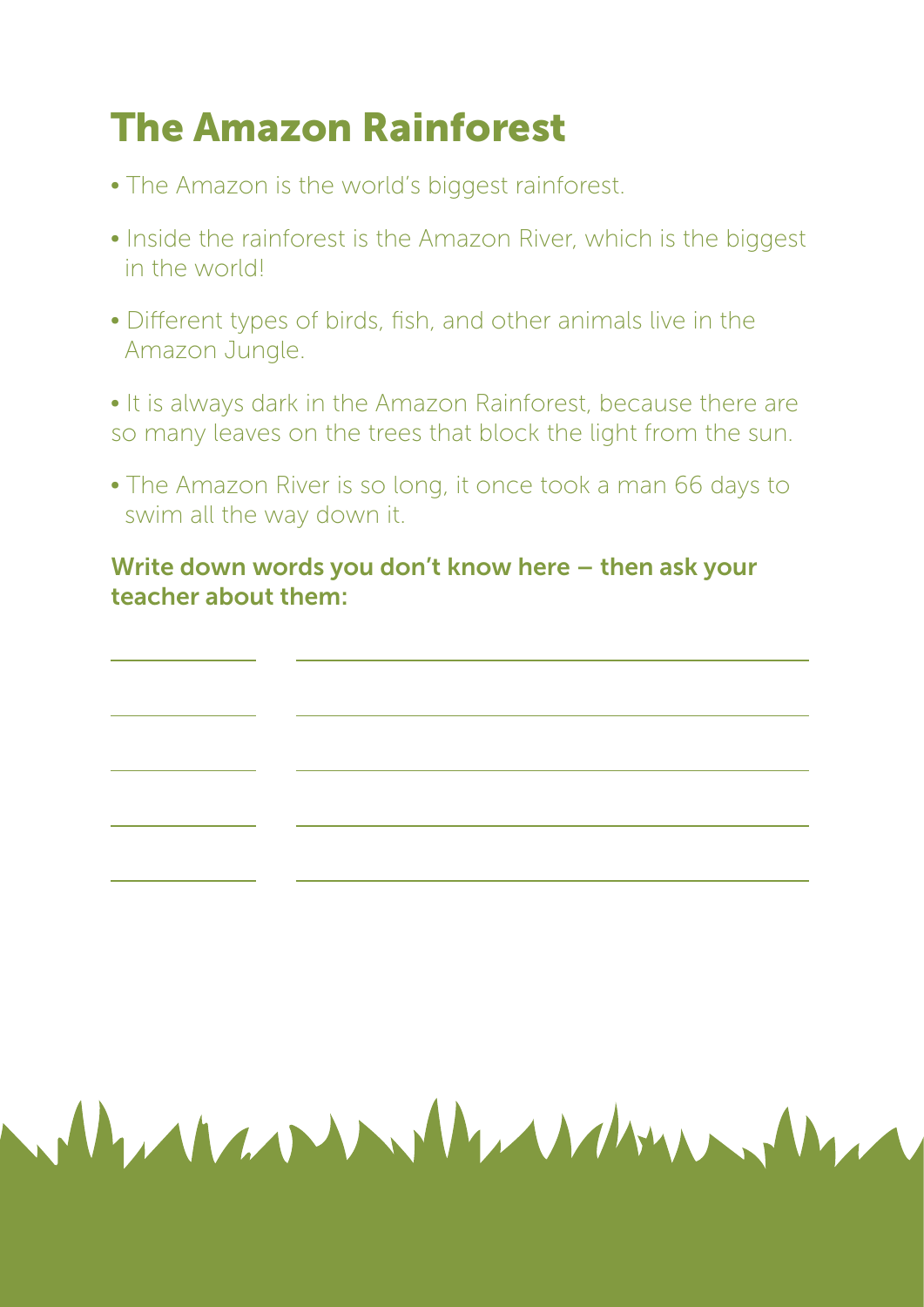# The Amazon Rainforest

- The Amazon is the world's biggest rainforest.
- Inside the rainforest is the Amazon River, which is the biggest in the world!
- Different types of birds, fish, and other animals live in the Amazon Jungle.
- It is always dark in the Amazon Rainforest, because there are so many leaves on the trees that block the light from the sun.
- The Amazon River is so long, it once took a man 66 days to swim all the way down it.

**Write down words you don't know here – then ask your teacher about them:**

| | |
|---|---|
| ___________ | ________________________________________ |
| ___________ | ________________________________________ |
| ___________ | ________________________________________ |
| ___________ | ________________________________________ |
| ___________ | ________________________________________ |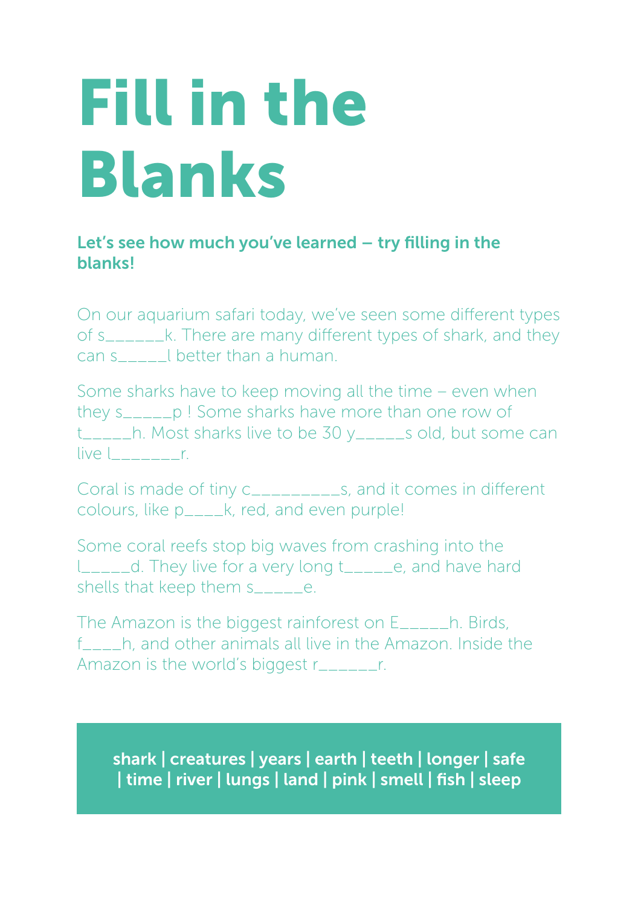# Fill in the Blanks

**Let's see how much you've learned – try filling in the blanks!**

On our aquarium safari today, we've seen some different types of s______k. There are many different types of shark, and they can s_____l better than a human.

Some sharks have to keep moving all the time – even when they s_____p ! Some sharks have more than one row of t_____h. Most sharks live to be 30 y_____s old, but some can live l_______r.

Coral is made of tiny c_________s, and it comes in different colours, like p____k, red, and even purple!

Some coral reefs stop big waves from crashing into the l_____d. They live for a very long t_____e, and have hard shells that keep them s_____e.

The Amazon is the biggest rainforest on E_____h. Birds, f____h, and other animals all live in the Amazon. Inside the Amazon is the world's biggest r______r.

**shark | creatures | years | earth | teeth | longer | safe | time | river | lungs | land | pink | smell | fish | sleep**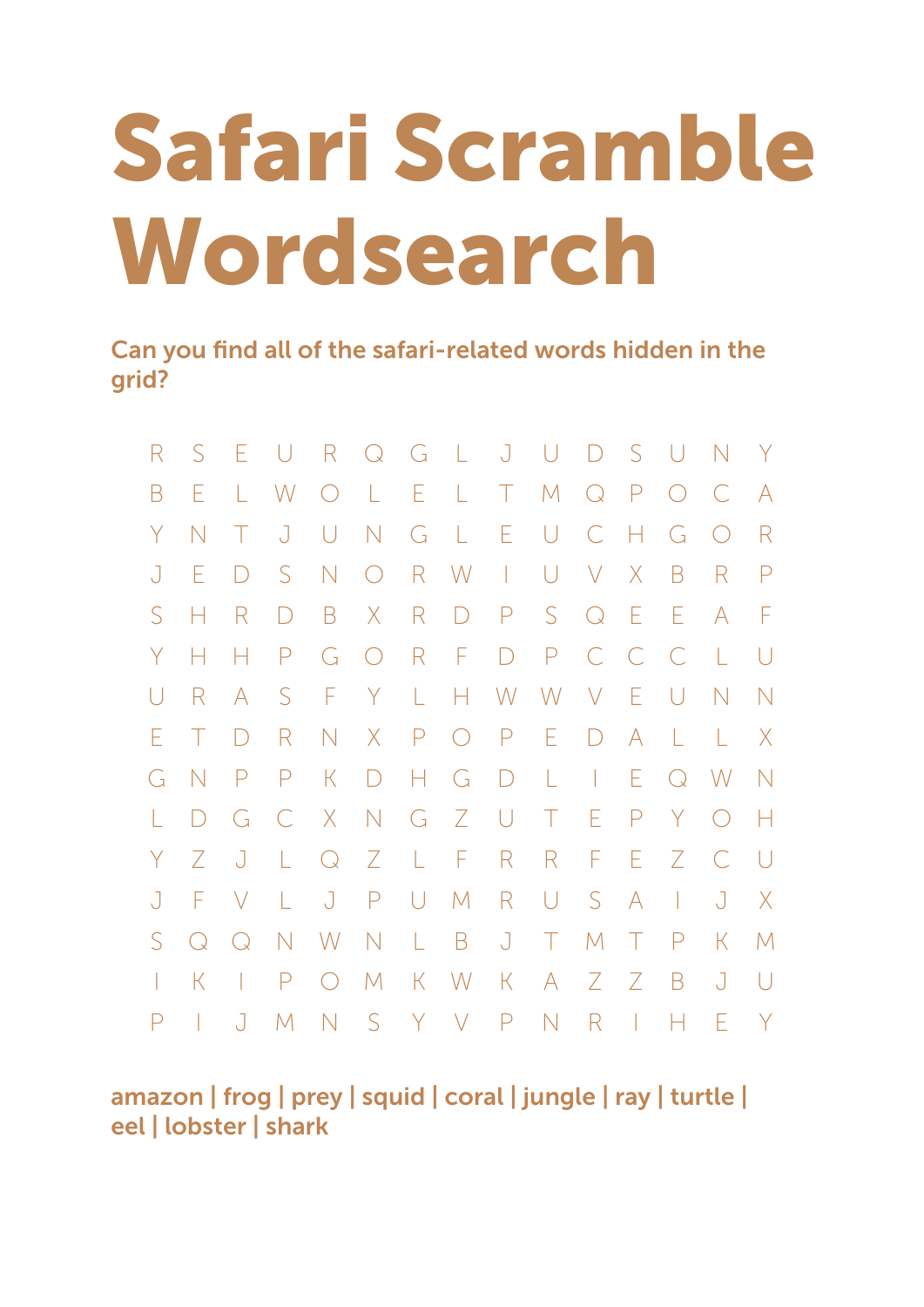# Safari Scramble Wordsearch

**Can you find all of the safari-related words hidden in the grid?**

```
R S E U R Q G L J U D S U N Y
B E L W O L E L T M Q P O C A
Y N T J U N G L E U C H G O R
J E D S N O R W I U V X B R P
S H R D B X R D P S Q E E A F
Y H H P G O R F D P C C C L U
U R A S F Y L H W W V E U N N
E T D R N X P O P E D A L L X
G N P P K D H G D L I E Q W N
L D G C X N G Z U T E P Y O H
Y Z J L Q Z L F R R F E Z C U
J F V L J P U M R U S A I J X
S Q Q N W N L B J T M T P K M
I K I P O M K W K A Z Z B J U
P I J M N S Y V P N R I H E Y
```

**amazon | frog | prey | squid | coral | jungle | ray | turtle | eel | lobster | shark**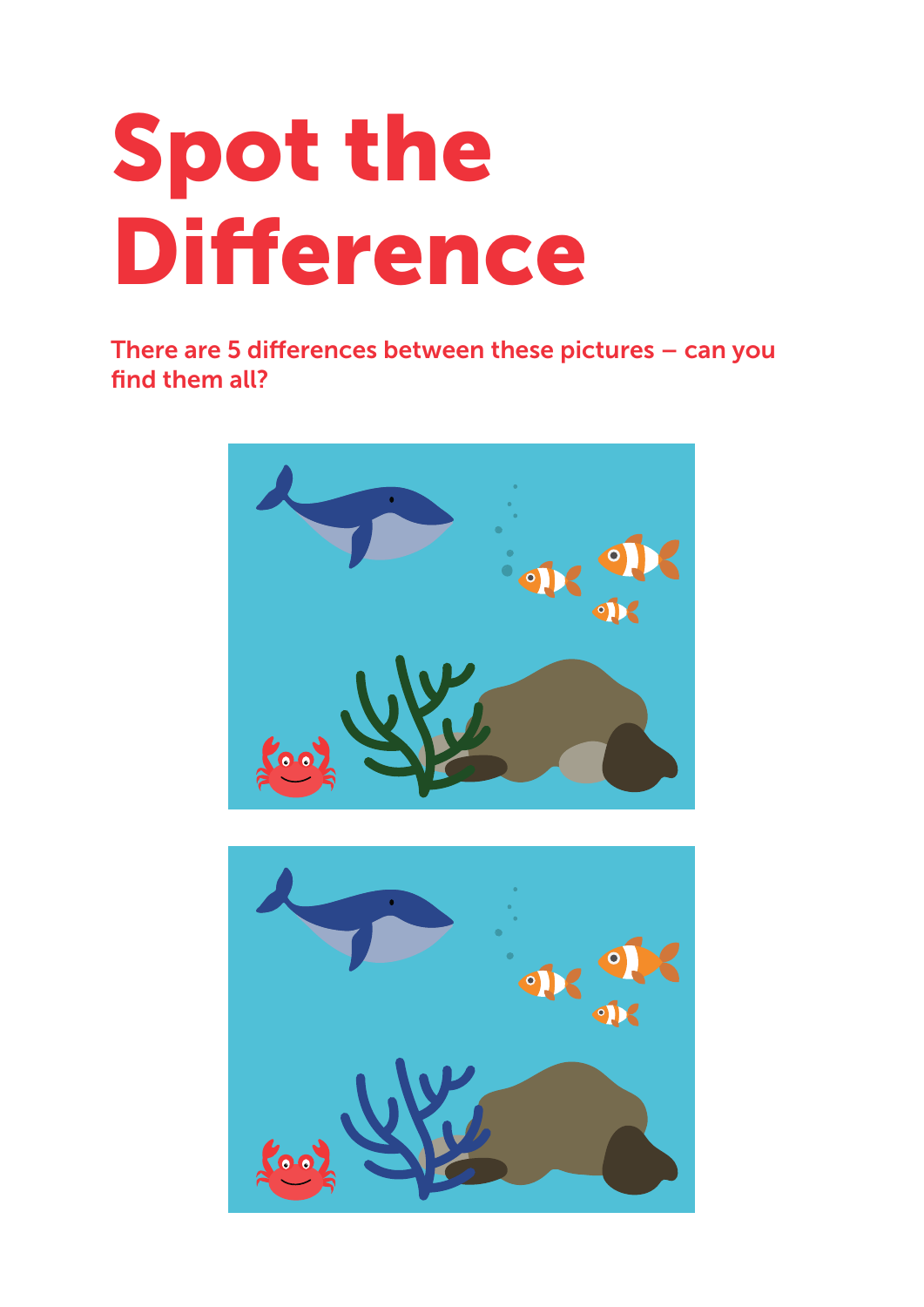# Spot the Difference

There are 5 differences between these pictures – can you find them all?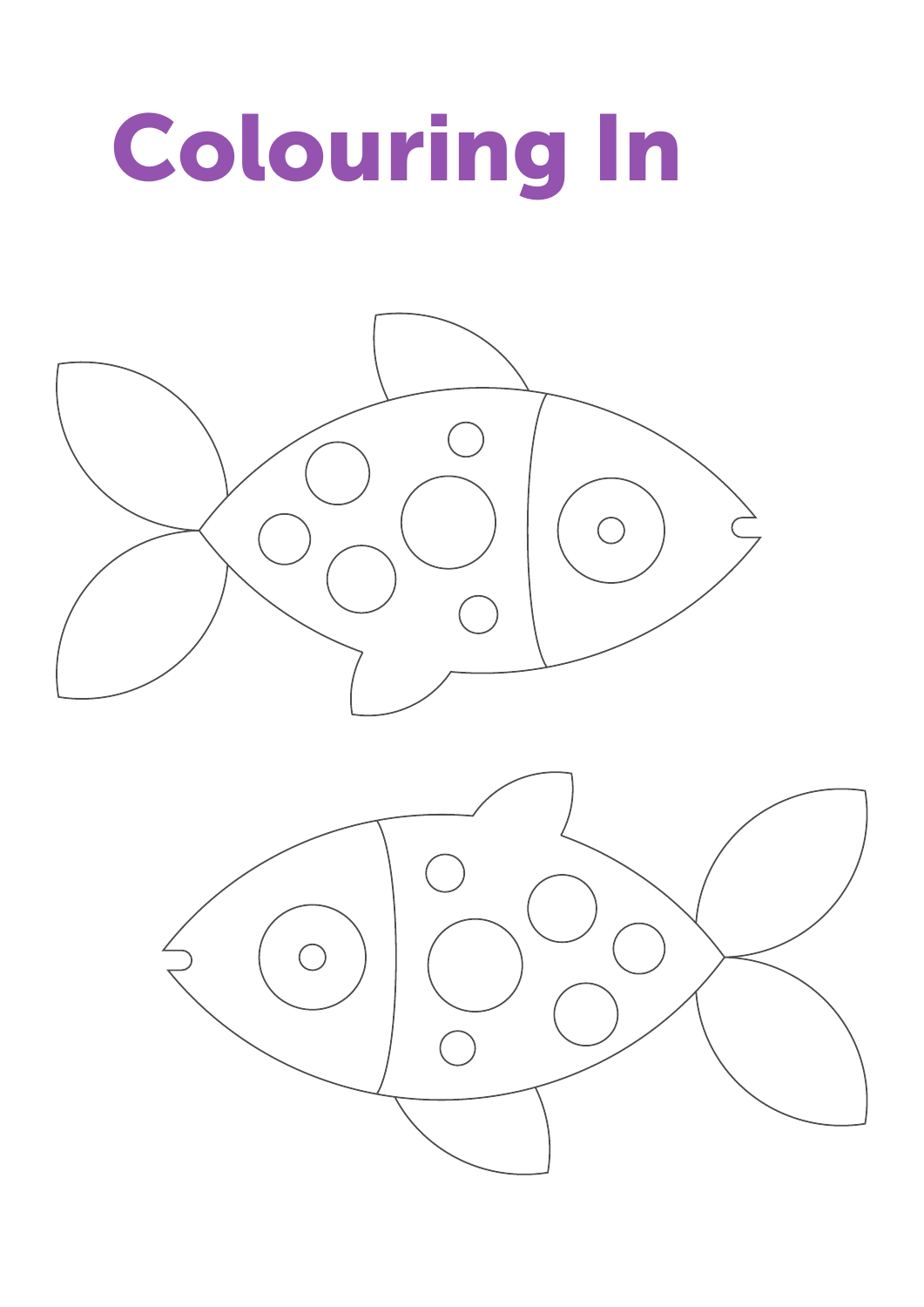# Colouring In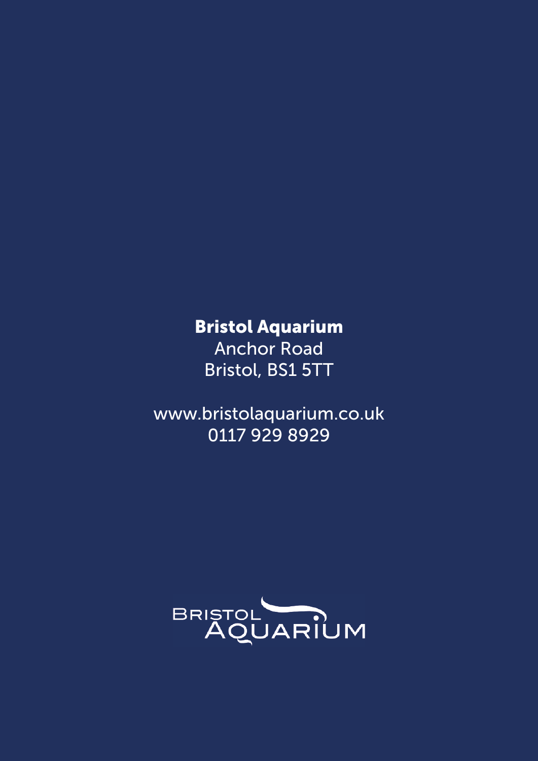**Bristol Aquarium**
Anchor Road
Bristol, BS1 5TT

www.bristolaquarium.co.uk
0117 929 8929

BRISTOL AQUARIUM